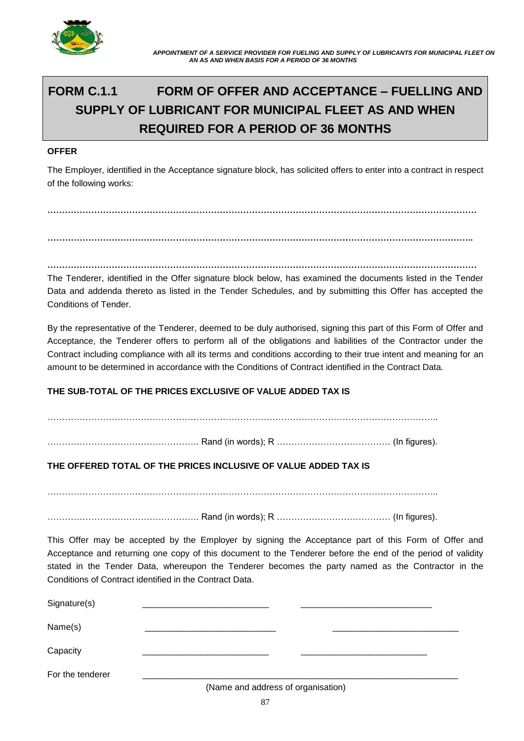# FORM C.1.1 FORM OF OFFER AND ACCEPTANCE – FUELLING AND SUPPLY OF LUBRICANT FOR MUNICIPAL FLEET AS AND WHEN REQUIRED FOR A PERIOD OF 36 MONTHS

**OFFER**

The Employer, identified in the Acceptance signature block, has solicited offers to enter into a contract in respect of the following works:

**……………………………………………………………………………………………………………………………**

**…………………………………………………………………………………………………………………………..**

**……………………………………………………………………………………………………………………………**

The Tenderer, identified in the Offer signature block below, has examined the documents listed in the Tender Data and addenda thereto as listed in the Tender Schedules, and by submitting this Offer has accepted the Conditions of Tender.

By the representative of the Tenderer, deemed to be duly authorised, signing this part of this Form of Offer and Acceptance, the Tenderer offers to perform all of the obligations and liabilities of the Contractor under the Contract including compliance with all its terms and conditions according to their true intent and meaning for an amount to be determined in accordance with the Conditions of Contract identified in the Contract Data.

**THE SUB-TOTAL OF THE PRICES EXCLUSIVE OF VALUE ADDED TAX IS**

………………………………………………………………………………………………………………………..

……………………………………………. Rand (in words); R ………………………………… (In figures).

**THE OFFERED TOTAL OF THE PRICES INCLUSIVE OF VALUE ADDED TAX IS**

………………………………………………………………………………………………………………………..

……………………………………………. Rand (in words); R ………………………………… (In figures).

This Offer may be accepted by the Employer by signing the Acceptance part of this Form of Offer and Acceptance and returning one copy of this document to the Tenderer before the end of the period of validity stated in the Tender Data, whereupon the Tenderer becomes the party named as the Contractor in the Conditions of Contract identified in the Contract Data.

Signature(s) ___________________________ ___________________________

Name(s) ___________________________ ___________________________

Capacity ___________________________ ___________________________

For the tenderer ___________________________________________________________________

(Name and address of organisation)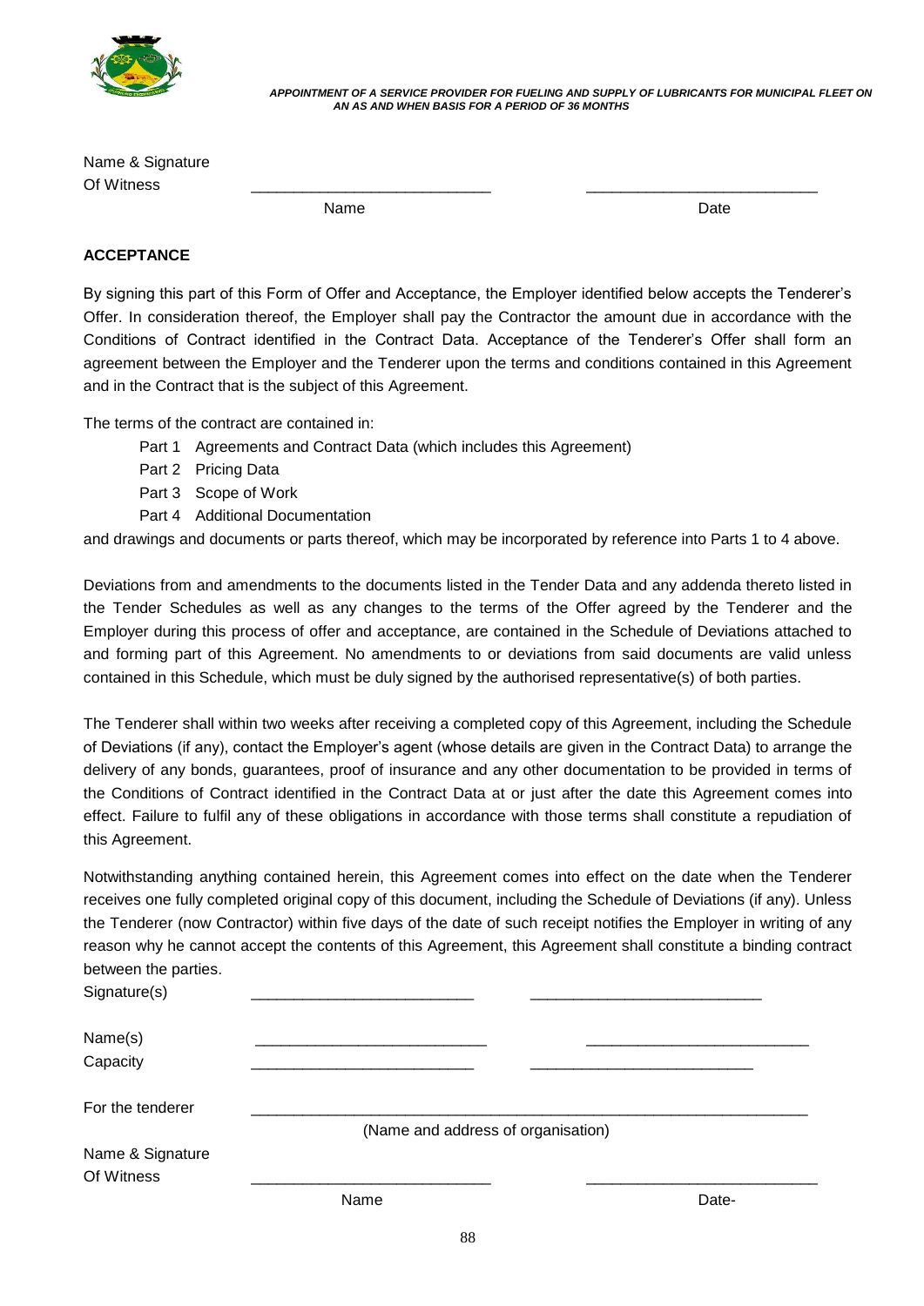Name & Signature
Of Witness _____________________________ _____________________________

Name Date

**ACCEPTANCE**

By signing this part of this Form of Offer and Acceptance, the Employer identified below accepts the Tenderer's Offer. In consideration thereof, the Employer shall pay the Contractor the amount due in accordance with the Conditions of Contract identified in the Contract Data. Acceptance of the Tenderer's Offer shall form an agreement between the Employer and the Tenderer upon the terms and conditions contained in this Agreement and in the Contract that is the subject of this Agreement.

The terms of the contract are contained in:

- Part 1 Agreements and Contract Data (which includes this Agreement)
- Part 2 Pricing Data
- Part 3 Scope of Work
- Part 4 Additional Documentation

and drawings and documents or parts thereof, which may be incorporated by reference into Parts 1 to 4 above.

Deviations from and amendments to the documents listed in the Tender Data and any addenda thereto listed in the Tender Schedules as well as any changes to the terms of the Offer agreed by the Tenderer and the Employer during this process of offer and acceptance, are contained in the Schedule of Deviations attached to and forming part of this Agreement. No amendments to or deviations from said documents are valid unless contained in this Schedule, which must be duly signed by the authorised representative(s) of both parties.

The Tenderer shall within two weeks after receiving a completed copy of this Agreement, including the Schedule of Deviations (if any), contact the Employer's agent (whose details are given in the Contract Data) to arrange the delivery of any bonds, guarantees, proof of insurance and any other documentation to be provided in terms of the Conditions of Contract identified in the Contract Data at or just after the date this Agreement comes into effect. Failure to fulfil any of these obligations in accordance with those terms shall constitute a repudiation of this Agreement.

Notwithstanding anything contained herein, this Agreement comes into effect on the date when the Tenderer receives one fully completed original copy of this document, including the Schedule of Deviations (if any). Unless the Tenderer (now Contractor) within five days of the date of such receipt notifies the Employer in writing of any reason why he cannot accept the contents of this Agreement, this Agreement shall constitute a binding contract between the parties.

Signature(s) _____________________________ _____________________________

Name(s) _____________________________ _____________________________

Capacity _____________________________ _____________________________

For the tenderer _____________________________________________________________

(Name and address of organisation)

Name & Signature
Of Witness _____________________________ _____________________________

Name Date-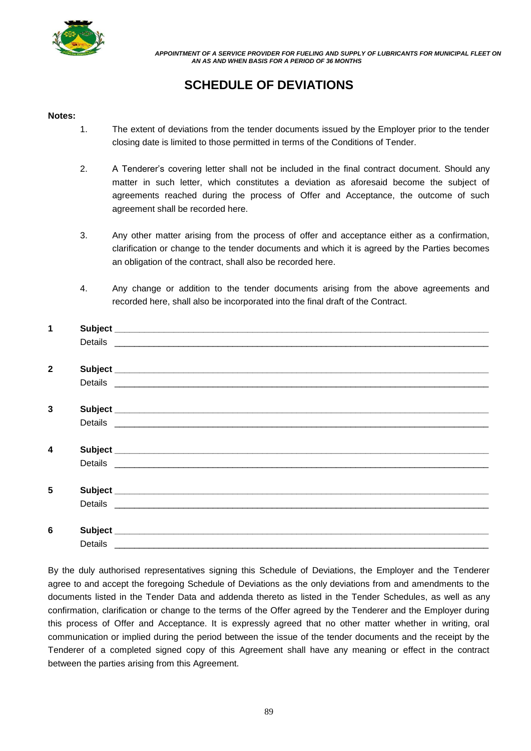# SCHEDULE OF DEVIATIONS

**Notes:**

1. The extent of deviations from the tender documents issued by the Employer prior to the tender closing date is limited to those permitted in terms of the Conditions of Tender.

2. A Tenderer's covering letter shall not be included in the final contract document. Should any matter in such letter, which constitutes a deviation as aforesaid become the subject of agreements reached during the process of Offer and Acceptance, the outcome of such agreement shall be recorded here.

3. Any other matter arising from the process of offer and acceptance either as a confirmation, clarification or change to the tender documents and which it is agreed by the Parties becomes an obligation of the contract, shall also be recorded here.

4. Any change or addition to the tender documents arising from the above agreements and recorded here, shall also be incorporated into the final draft of the Contract.

**1** **Subject** ________________________________________________________________

Details ________________________________________________________________

**2** **Subject** ________________________________________________________________

Details ________________________________________________________________

**3** **Subject** ________________________________________________________________

Details ________________________________________________________________

**4** **Subject** ________________________________________________________________

Details ________________________________________________________________

**5** **Subject** ________________________________________________________________

Details ________________________________________________________________

**6** **Subject** ________________________________________________________________

Details ________________________________________________________________

By the duly authorised representatives signing this Schedule of Deviations, the Employer and the Tenderer agree to and accept the foregoing Schedule of Deviations as the only deviations from and amendments to the documents listed in the Tender Data and addenda thereto as listed in the Tender Schedules, as well as any confirmation, clarification or change to the terms of the Offer agreed by the Tenderer and the Employer during this process of Offer and Acceptance. It is expressly agreed that no other matter whether in writing, oral communication or implied during the period between the issue of the tender documents and the receipt by the Tenderer of a completed signed copy of this Agreement shall have any meaning or effect in the contract between the parties arising from this Agreement.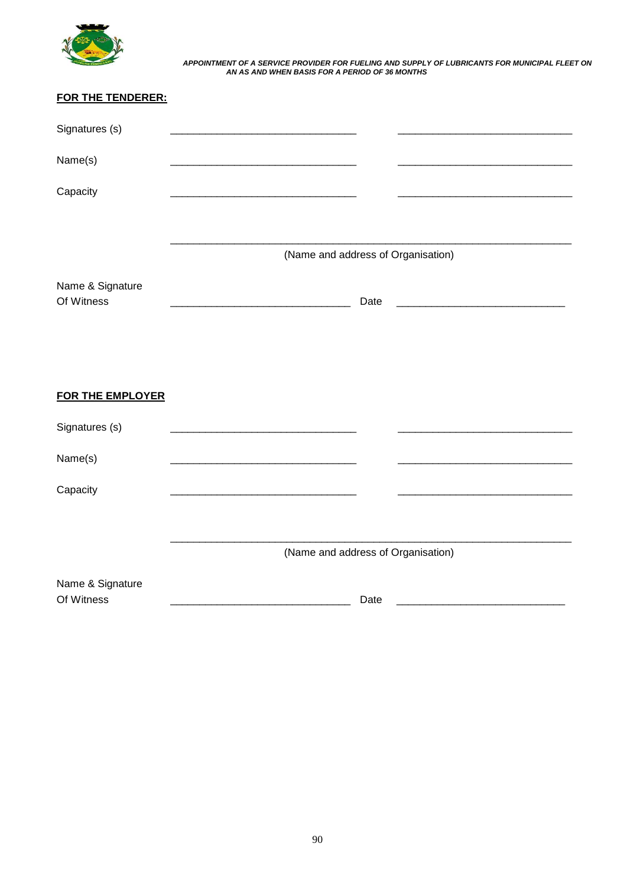**FOR THE TENDERER:**

Signatures (s) ______________________________ ______________________________

Name(s) ______________________________ ______________________________

Capacity ______________________________ ______________________________

______________________________________________________________

(Name and address of Organisation)

Name & Signature Of Witness ______________________________ Date ______________________________

**FOR THE EMPLOYER**

Signatures (s) ______________________________ ______________________________

Name(s) ______________________________ ______________________________

Capacity ______________________________ ______________________________

______________________________________________________________

(Name and address of Organisation)

Name & Signature Of Witness ______________________________ Date ______________________________